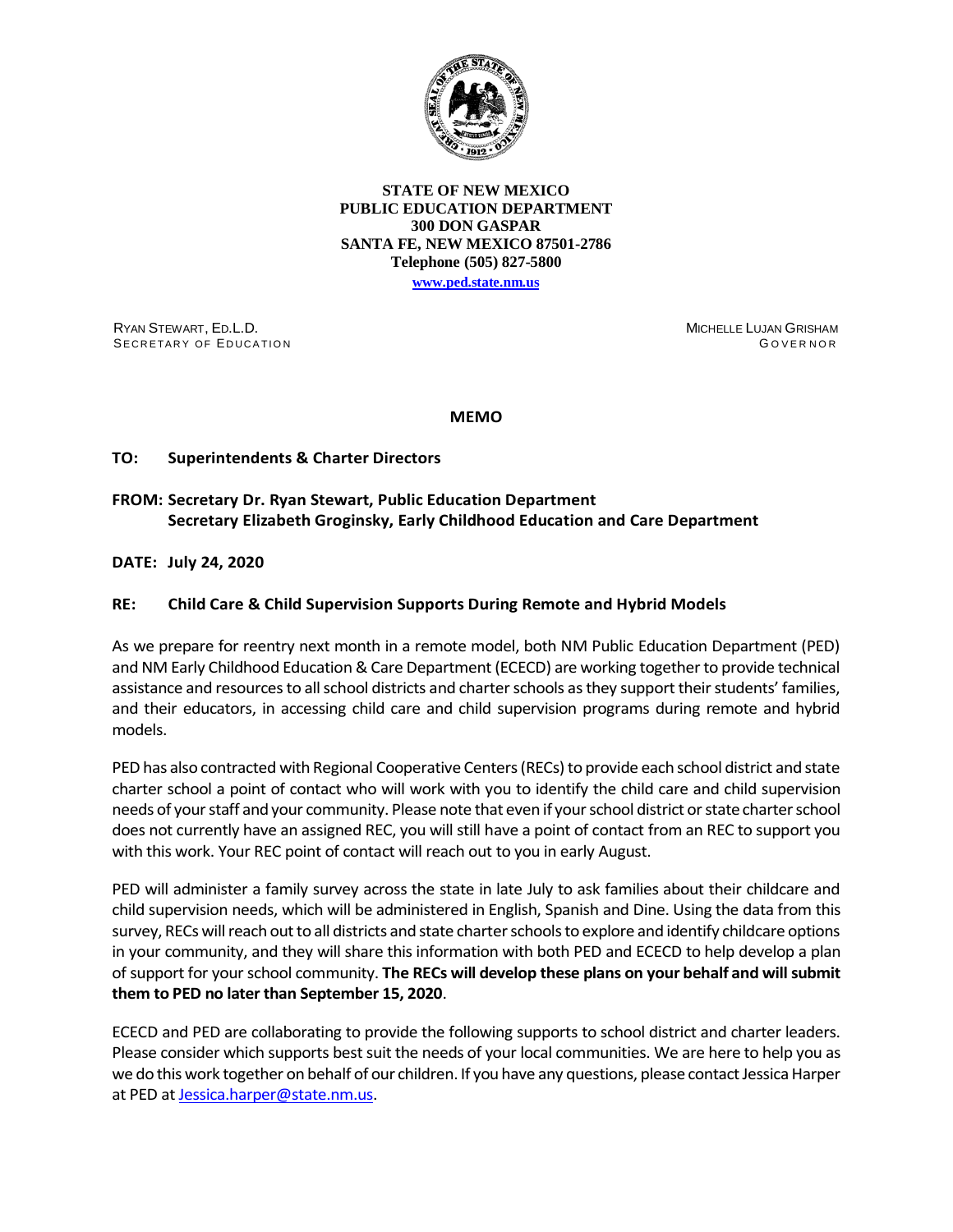**STATE OF NEW MEXICO**
**PUBLIC EDUCATION DEPARTMENT**
**300 DON GASPAR**
**SANTA FE, NEW MEXICO 87501-2786**
**Telephone (505) 827-5800**
**www.ped.state.nm.us**

RYAN STEWART, ED.L.D.
SECRETARY OF EDUCATION

MICHELLE LUJAN GRISHAM
GOVERNOR

# MEMO

**TO:** **Superintendents & Charter Directors**

**FROM:** **Secretary Dr. Ryan Stewart, Public Education Department**
**Secretary Elizabeth Groginsky, Early Childhood Education and Care Department**

**DATE:** **July 24, 2020**

**RE:** **Child Care & Child Supervision Supports During Remote and Hybrid Models**

As we prepare for reentry next month in a remote model, both NM Public Education Department (PED) and NM Early Childhood Education & Care Department (ECECD) are working together to provide technical assistance and resources to all school districts and charter schools as they support their students' families, and their educators, in accessing child care and child supervision programs during remote and hybrid models.

PED has also contracted with Regional Cooperative Centers (RECs) to provide each school district and state charter school a point of contact who will work with you to identify the child care and child supervision needs of your staff and your community. Please note that even if your school district or state charter school does not currently have an assigned REC, you will still have a point of contact from an REC to support you with this work. Your REC point of contact will reach out to you in early August.

PED will administer a family survey across the state in late July to ask families about their childcare and child supervision needs, which will be administered in English, Spanish and Dine. Using the data from this survey, RECs will reach out to all districts and state charter schools to explore and identify childcare options in your community, and they will share this information with both PED and ECECD to help develop a plan of support for your school community. **The RECs will develop these plans on your behalf and will submit them to PED no later than September 15, 2020**.

ECECD and PED are collaborating to provide the following supports to school district and charter leaders. Please consider which supports best suit the needs of your local communities. We are here to help you as we do this work together on behalf of our children. If you have any questions, please contact Jessica Harper at PED at Jessica.harper@state.nm.us.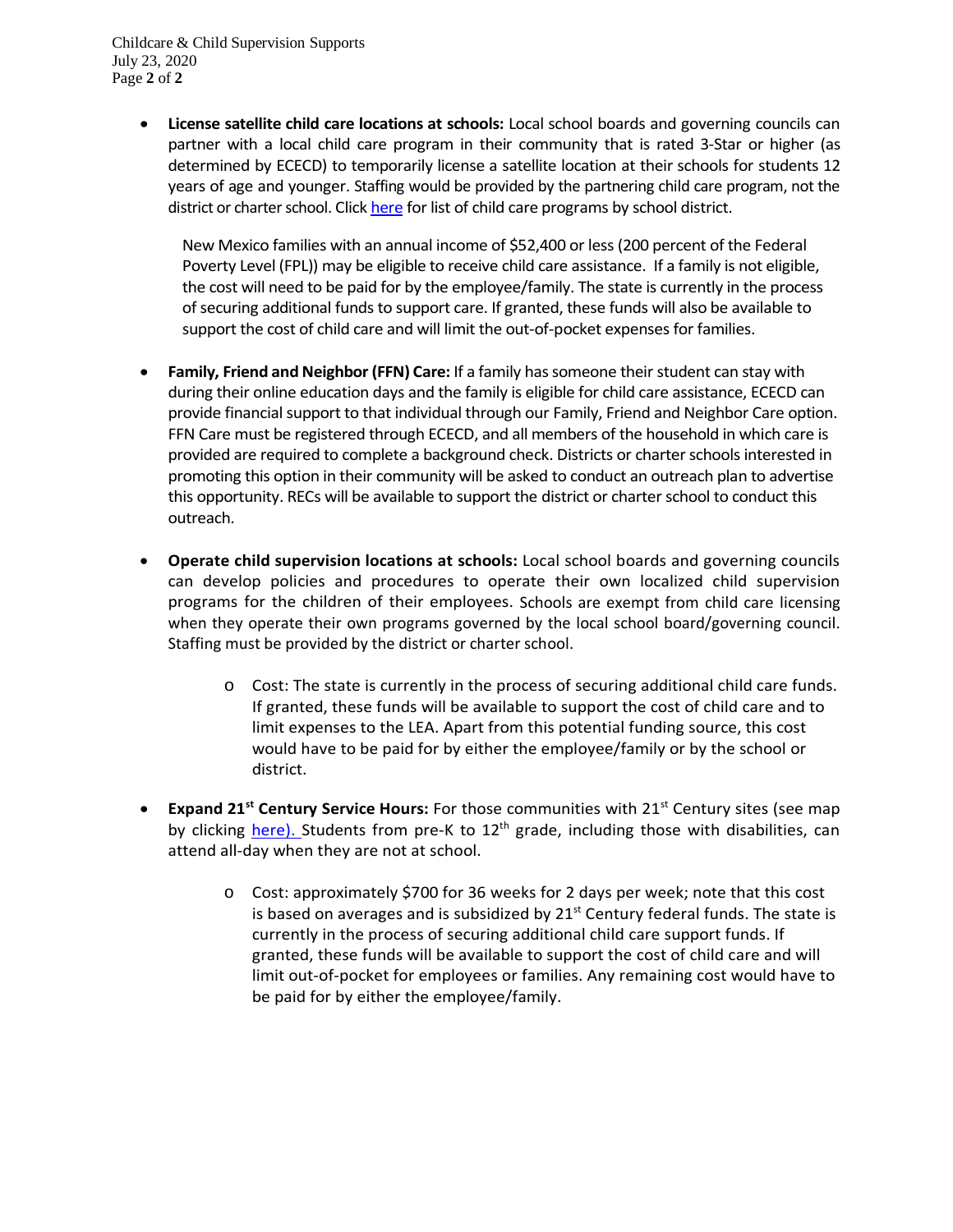- **License satellite child care locations at schools:** Local school boards and governing councils can partner with a local child care program in their community that is rated 3-Star or higher (as determined by ECECD) to temporarily license a satellite location at their schools for students 12 years of age and younger. Staffing would be provided by the partnering child care program, not the district or charter school. Click [here]() for list of child care programs by school district.

  New Mexico families with an annual income of $52,400 or less (200 percent of the Federal Poverty Level (FPL)) may be eligible to receive child care assistance. If a family is not eligible, the cost will need to be paid for by the employee/family. The state is currently in the process of securing additional funds to support care. If granted, these funds will also be available to support the cost of child care and will limit the out-of-pocket expenses for families.

- **Family, Friend and Neighbor (FFN) Care:** If a family has someone their student can stay with during their online education days and the family is eligible for child care assistance, ECECD can provide financial support to that individual through our Family, Friend and Neighbor Care option. FFN Care must be registered through ECECD, and all members of the household in which care is provided are required to complete a background check. Districts or charter schools interested in promoting this option in their community will be asked to conduct an outreach plan to advertise this opportunity. RECs will be available to support the district or charter school to conduct this outreach.

- **Operate child supervision locations at schools:** Local school boards and governing councils can develop policies and procedures to operate their own localized child supervision programs for the children of their employees. Schools are exempt from child care licensing when they operate their own programs governed by the local school board/governing council. Staffing must be provided by the district or charter school.
  - Cost: The state is currently in the process of securing additional child care funds. If granted, these funds will be available to support the cost of child care and to limit expenses to the LEA. Apart from this potential funding source, this cost would have to be paid for by either the employee/family or by the school or district.

- **Expand 21st Century Service Hours:** For those communities with 21st Century sites (see map by clicking [here).]() Students from pre-K to 12th grade, including those with disabilities, can attend all-day when they are not at school.
  - Cost: approximately $700 for 36 weeks for 2 days per week; note that this cost is based on averages and is subsidized by 21st Century federal funds. The state is currently in the process of securing additional child care support funds. If granted, these funds will be available to support the cost of child care and will limit out-of-pocket for employees or families. Any remaining cost would have to be paid for by either the employee/family.